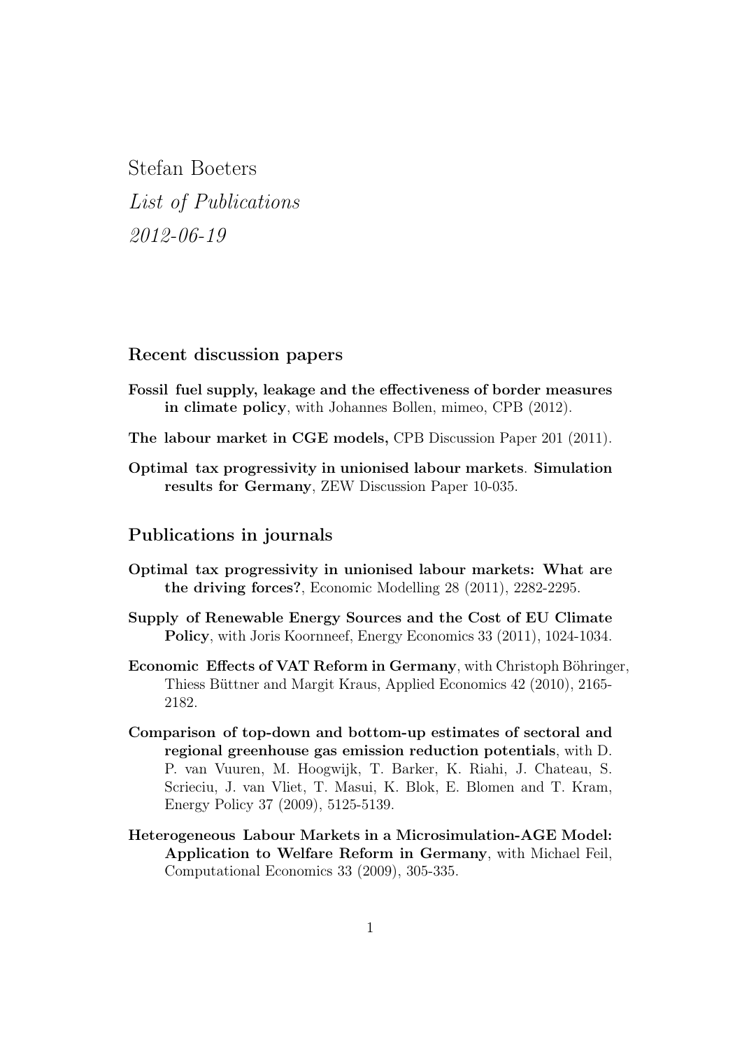# Stefan Boeters

*List of Publications*

*2012-06-19*

## Recent discussion papers

**Fossil fuel supply, leakage and the effectiveness of border measures in climate policy**, with Johannes Bollen, mimeo, CPB (2012).

**The labour market in CGE models,** CPB Discussion Paper 201 (2011).

**Optimal tax progressivity in unionised labour markets**. **Simulation results for Germany**, ZEW Discussion Paper 10-035.

## Publications in journals

**Optimal tax progressivity in unionised labour markets: What are the driving forces?**, Economic Modelling 28 (2011), 2282-2295.

**Supply of Renewable Energy Sources and the Cost of EU Climate Policy**, with Joris Koornneef, Energy Economics 33 (2011), 1024-1034.

**Economic Effects of VAT Reform in Germany**, with Christoph Böhringer, Thiess Büttner and Margit Kraus, Applied Economics 42 (2010), 2165-2182.

**Comparison of top-down and bottom-up estimates of sectoral and regional greenhouse gas emission reduction potentials**, with D. P. van Vuuren, M. Hoogwijk, T. Barker, K. Riahi, J. Chateau, S. Scrieciu, J. van Vliet, T. Masui, K. Blok, E. Blomen and T. Kram, Energy Policy 37 (2009), 5125-5139.

**Heterogeneous Labour Markets in a Microsimulation-AGE Model: Application to Welfare Reform in Germany**, with Michael Feil, Computational Economics 33 (2009), 305-335.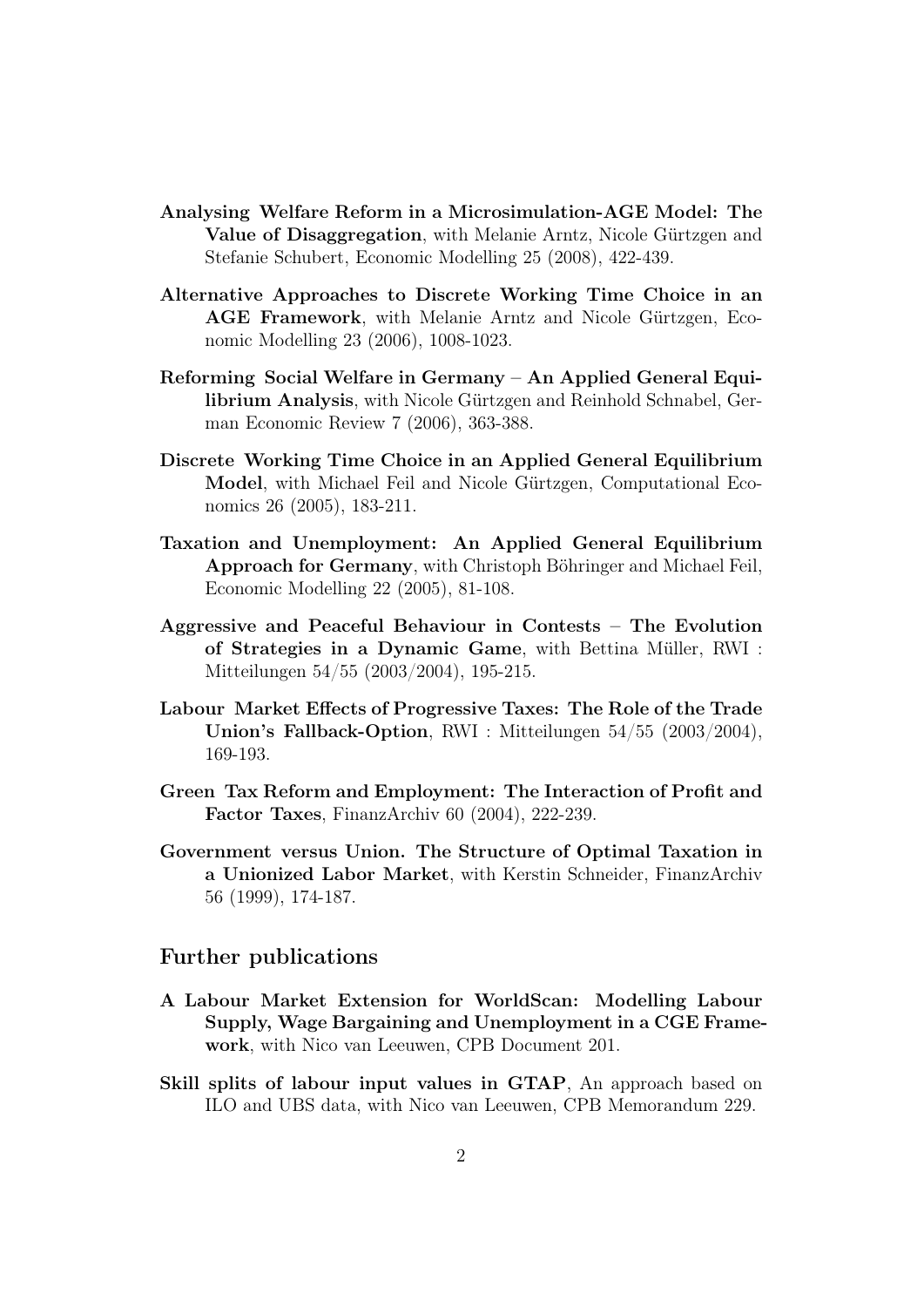**Analysing Welfare Reform in a Microsimulation-AGE Model: The Value of Disaggregation**, with Melanie Arntz, Nicole Gürtzgen and Stefanie Schubert, Economic Modelling 25 (2008), 422-439.

**Alternative Approaches to Discrete Working Time Choice in an AGE Framework**, with Melanie Arntz and Nicole Gürtzgen, Economic Modelling 23 (2006), 1008-1023.

**Reforming Social Welfare in Germany – An Applied General Equilibrium Analysis**, with Nicole Gürtzgen and Reinhold Schnabel, German Economic Review 7 (2006), 363-388.

**Discrete Working Time Choice in an Applied General Equilibrium Model**, with Michael Feil and Nicole Gürtzgen, Computational Economics 26 (2005), 183-211.

**Taxation and Unemployment: An Applied General Equilibrium Approach for Germany**, with Christoph Böhringer and Michael Feil, Economic Modelling 22 (2005), 81-108.

**Aggressive and Peaceful Behaviour in Contests – The Evolution of Strategies in a Dynamic Game**, with Bettina Müller, RWI : Mitteilungen 54/55 (2003/2004), 195-215.

**Labour Market Effects of Progressive Taxes: The Role of the Trade Union's Fallback-Option**, RWI : Mitteilungen 54/55 (2003/2004), 169-193.

**Green Tax Reform and Employment: The Interaction of Profit and Factor Taxes**, FinanzArchiv 60 (2004), 222-239.

**Government versus Union. The Structure of Optimal Taxation in a Unionized Labor Market**, with Kerstin Schneider, FinanzArchiv 56 (1999), 174-187.

## Further publications

**A Labour Market Extension for WorldScan: Modelling Labour Supply, Wage Bargaining and Unemployment in a CGE Framework**, with Nico van Leeuwen, CPB Document 201.

**Skill splits of labour input values in GTAP**, An approach based on ILO and UBS data, with Nico van Leeuwen, CPB Memorandum 229.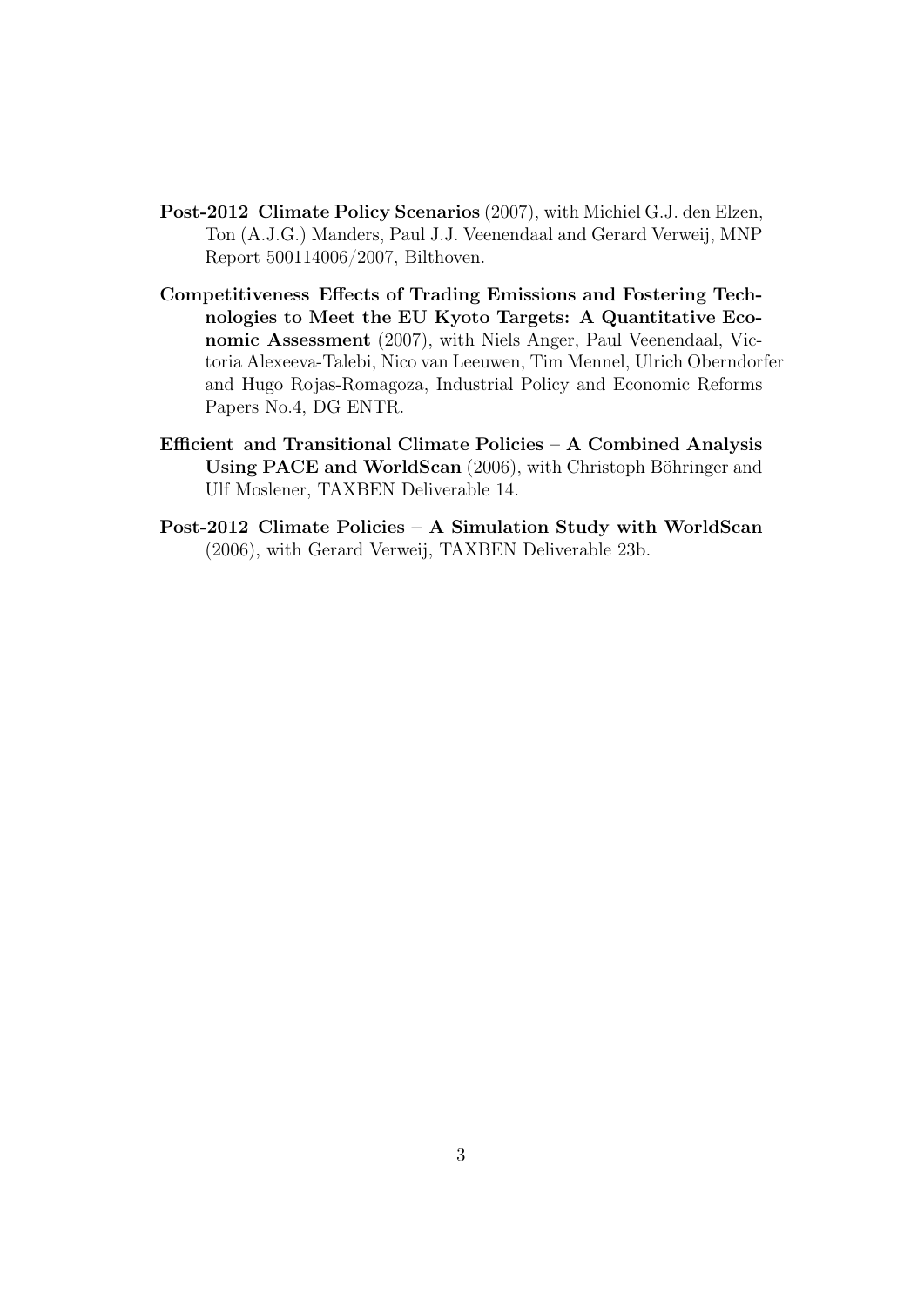**Post-2012 Climate Policy Scenarios** (2007), with Michiel G.J. den Elzen, Ton (A.J.G.) Manders, Paul J.J. Veenendaal and Gerard Verweij, MNP Report 500114006/2007, Bilthoven.

**Competitiveness Effects of Trading Emissions and Fostering Technologies to Meet the EU Kyoto Targets: A Quantitative Economic Assessment** (2007), with Niels Anger, Paul Veenendaal, Victoria Alexeeva-Talebi, Nico van Leeuwen, Tim Mennel, Ulrich Oberndorfer and Hugo Rojas-Romagoza, Industrial Policy and Economic Reforms Papers No.4, DG ENTR.

**Efficient and Transitional Climate Policies – A Combined Analysis Using PACE and WorldScan** (2006), with Christoph Böhringer and Ulf Moslener, TAXBEN Deliverable 14.

**Post-2012 Climate Policies – A Simulation Study with WorldScan** (2006), with Gerard Verweij, TAXBEN Deliverable 23b.